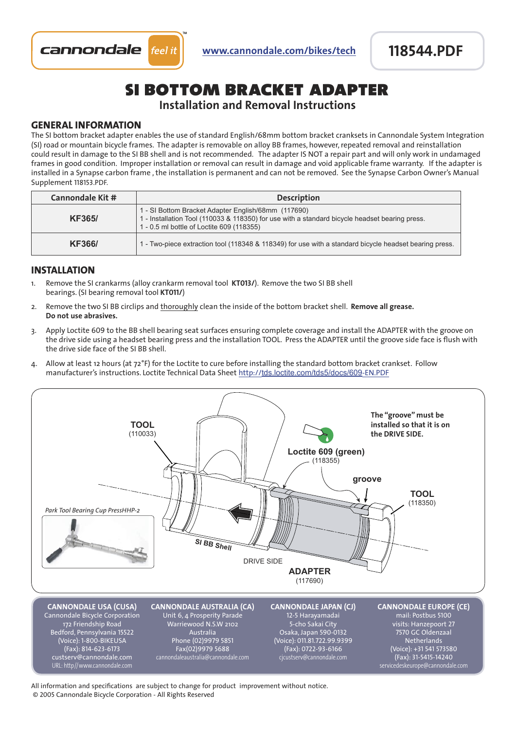cannondale feel it™

www.cannondale.com/bikes/tech

118544.PDF

# SI BOTTOM BRACKET ADAPTER

## Installation and Removal Instructions

### GENERAL INFORMATION

The SI bottom bracket adapter enables the use of standard English/68mm bottom bracket cranksets in Cannondale System Integration (SI) road or mountain bicycle frames. The adapter is removable on alloy BB frames, however, repeated removal and reinstallation could result in damage to the SI BB shell and is not recommended. The adapter IS NOT a repair part and will only work in undamaged frames in good condition. Improper installation or removal can result in damage and void applicable frame warranty. If the adapter is installed in a Synapse carbon frame , the installation is permanent and can not be removed. See the Synapse Carbon Owner's Manual Supplement 118153.PDF.

| Cannondale Kit # | Description |
|---|---|
| **KF365/** | 1 - SI Bottom Bracket Adapter English/68mm (117690)<br>1 - Installation Tool (110033 & 118350) for use with a standard bicycle headset bearing press.<br>1 - 0.5 ml bottle of Loctite 609 (118355) |
| **KF366/** | 1 - Two-piece extraction tool (118348 & 118349) for use with a standard bicycle headset bearing press. |

### INSTALLATION

1. Remove the SI crankarms (alloy crankarm removal tool **KT013/**). Remove the two SI BB shell bearings. (SI bearing removal tool **KT011/**)
2. Remove the two SI BB circlips and thoroughly clean the inside of the bottom bracket shell. **Remove all grease. Do not use abrasives.**
3. Apply Loctite 609 to the BB shell bearing seat surfaces ensuring complete coverage and install the ADAPTER with the groove on the drive side using a headset bearing press and the installation TOOL. Press the ADAPTER until the groove side face is flush with the drive side face of the SI BB shell.
4. Allow at least 12 hours (at 72°F) for the Loctite to cure before installing the standard bottom bracket crankset. Follow manufacturer's instructions. Loctite Technical Data Sheet http://tds.loctite.com/tds5/docs/609-EN.PDF

TOOL (110033)

The "groove" must be installed so that it is on the DRIVE SIDE.

Loctite 609 (green) (118355)

groove

TOOL (118350)

*Park Tool Bearing Cup PressHHP-2*

SI BB Shell

DRIVE SIDE

ADAPTER (117690)

**CANNONDALE USA (CUSA)**
Cannondale Bicycle Corporation
172 Friendship Road
Bedford, Pennsylvania 15522
(Voice): 1-800-BIKEUSA
(Fax): 814-623-6173
custserv@cannondale.com
URL: http//www.cannondale.com

**CANNONDALE AUSTRALIA (CA)**
Unit 6, 4 Prosperity Parade
Warriewood N.S.W 2102
Australia
Phone (02)9979 5851
Fax(02)9979 5688
cannondaleaustralia@cannondale.com

**CANNONDALE JAPAN (CJ)**
12-5 Harayamadai
5-cho Sakai City
Osaka, Japan 590-0132
(Voice): 011.81.722.99.9399
(Fax): 0722-93-6166
cjcustserv@cannondale.com

**CANNONDALE EUROPE (CE)**
mail: Postbus 5100
visits: Hanzepoort 27
7570 GC Oldenzaal
Netherlands
(Voice): +31 541 573580
(Fax): 31-5415-14240
servicedeskeurope@cannondale.com

All information and specifications are subject to change for product improvement without notice.
© 2005 Cannondale Bicycle Corporation - All Rights Reserved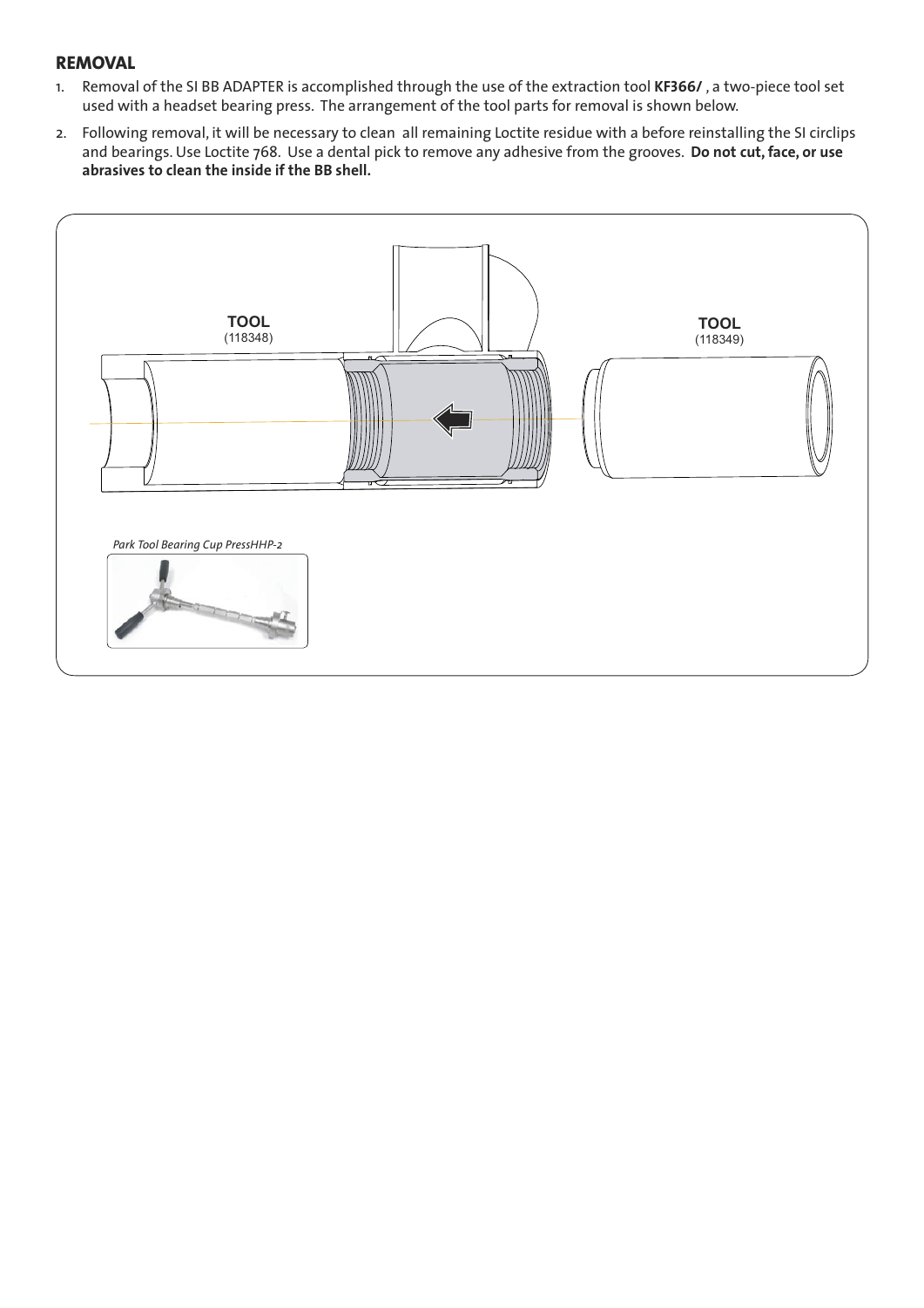## REMOVAL

1. Removal of the SI BB ADAPTER is accomplished through the use of the extraction tool **KF366/** , a two-piece tool set used with a headset bearing press. The arrangement of the tool parts for removal is shown below.
2. Following removal, it will be necessary to clean all remaining Loctite residue with a before reinstalling the SI circlips and bearings. Use Loctite 768. Use a dental pick to remove any adhesive from the grooves. **Do not cut, face, or use abrasives to clean the inside if the BB shell.**

TOOL
(118348)

TOOL
(118349)

*Park Tool Bearing Cup PressHHP-2*